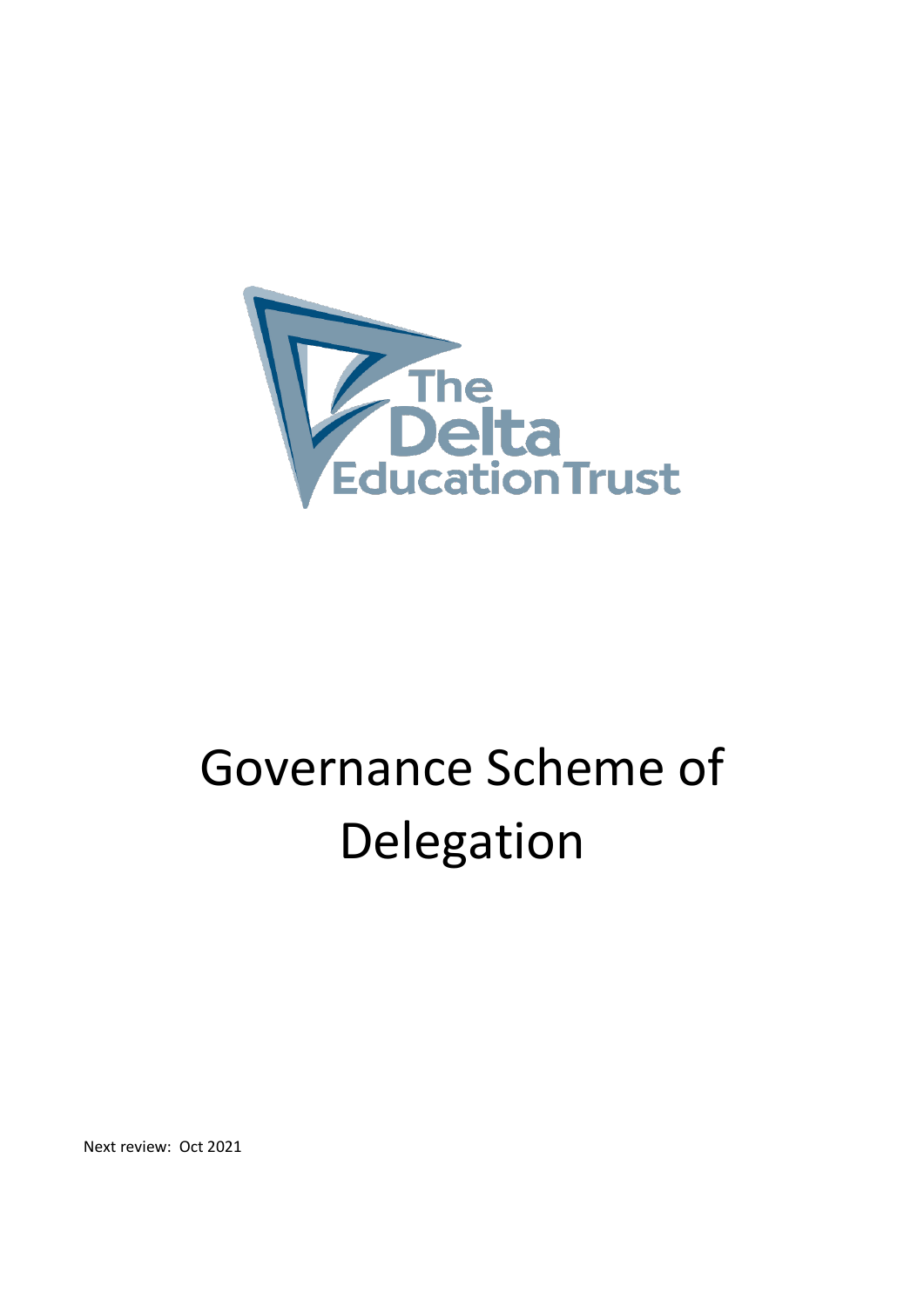The Delta Education Trust

# Governance Scheme of Delegation

Next review: Oct 2021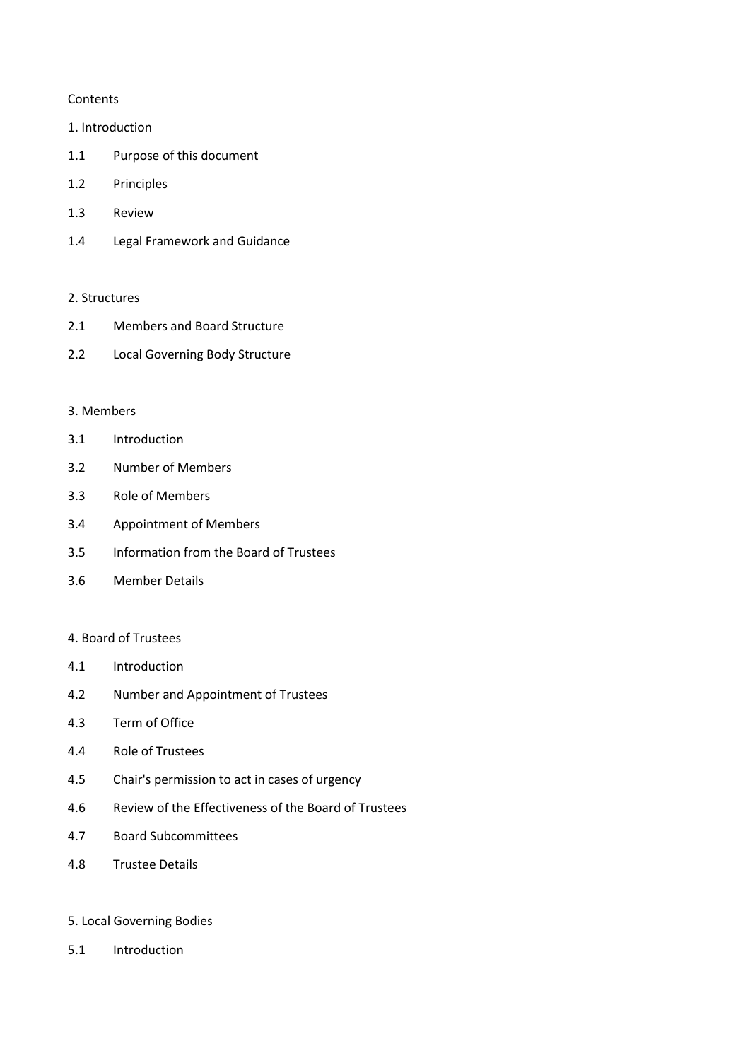Contents

1. Introduction

1.1 Purpose of this document

1.2 Principles

1.3 Review

1.4 Legal Framework and Guidance

2. Structures

2.1 Members and Board Structure

2.2 Local Governing Body Structure

3. Members

3.1 Introduction

3.2 Number of Members

3.3 Role of Members

3.4 Appointment of Members

3.5 Information from the Board of Trustees

3.6 Member Details

4. Board of Trustees

4.1 Introduction

4.2 Number and Appointment of Trustees

4.3 Term of Office

4.4 Role of Trustees

4.5 Chair's permission to act in cases of urgency

4.6 Review of the Effectiveness of the Board of Trustees

4.7 Board Subcommittees

4.8 Trustee Details

5. Local Governing Bodies

5.1 Introduction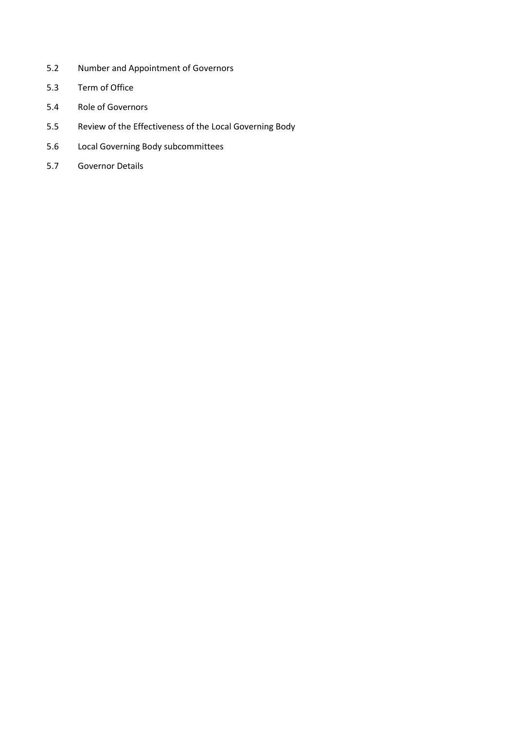5.2 Number and Appointment of Governors

5.3 Term of Office

5.4 Role of Governors

5.5 Review of the Effectiveness of the Local Governing Body

5.6 Local Governing Body subcommittees

5.7 Governor Details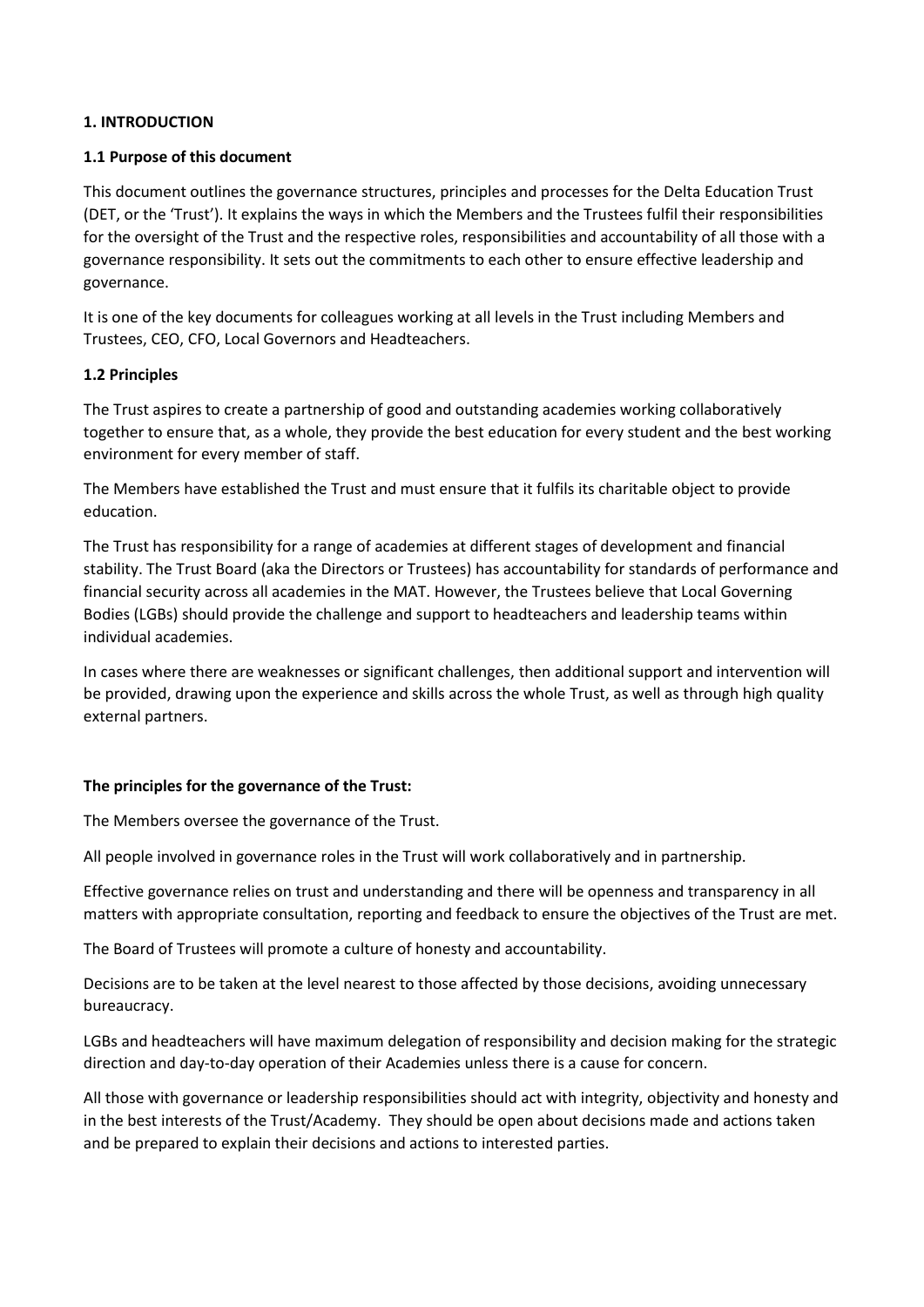## 1. INTRODUCTION

### 1.1 Purpose of this document

This document outlines the governance structures, principles and processes for the Delta Education Trust (DET, or the 'Trust'). It explains the ways in which the Members and the Trustees fulfil their responsibilities for the oversight of the Trust and the respective roles, responsibilities and accountability of all those with a governance responsibility. It sets out the commitments to each other to ensure effective leadership and governance.

It is one of the key documents for colleagues working at all levels in the Trust including Members and Trustees, CEO, CFO, Local Governors and Headteachers.

### 1.2 Principles

The Trust aspires to create a partnership of good and outstanding academies working collaboratively together to ensure that, as a whole, they provide the best education for every student and the best working environment for every member of staff.

The Members have established the Trust and must ensure that it fulfils its charitable object to provide education.

The Trust has responsibility for a range of academies at different stages of development and financial stability. The Trust Board (aka the Directors or Trustees) has accountability for standards of performance and financial security across all academies in the MAT. However, the Trustees believe that Local Governing Bodies (LGBs) should provide the challenge and support to headteachers and leadership teams within individual academies.

In cases where there are weaknesses or significant challenges, then additional support and intervention will be provided, drawing upon the experience and skills across the whole Trust, as well as through high quality external partners.

**The principles for the governance of the Trust:**

The Members oversee the governance of the Trust.

All people involved in governance roles in the Trust will work collaboratively and in partnership.

Effective governance relies on trust and understanding and there will be openness and transparency in all matters with appropriate consultation, reporting and feedback to ensure the objectives of the Trust are met.

The Board of Trustees will promote a culture of honesty and accountability.

Decisions are to be taken at the level nearest to those affected by those decisions, avoiding unnecessary bureaucracy.

LGBs and headteachers will have maximum delegation of responsibility and decision making for the strategic direction and day-to-day operation of their Academies unless there is a cause for concern.

All those with governance or leadership responsibilities should act with integrity, objectivity and honesty and in the best interests of the Trust/Academy. They should be open about decisions made and actions taken and be prepared to explain their decisions and actions to interested parties.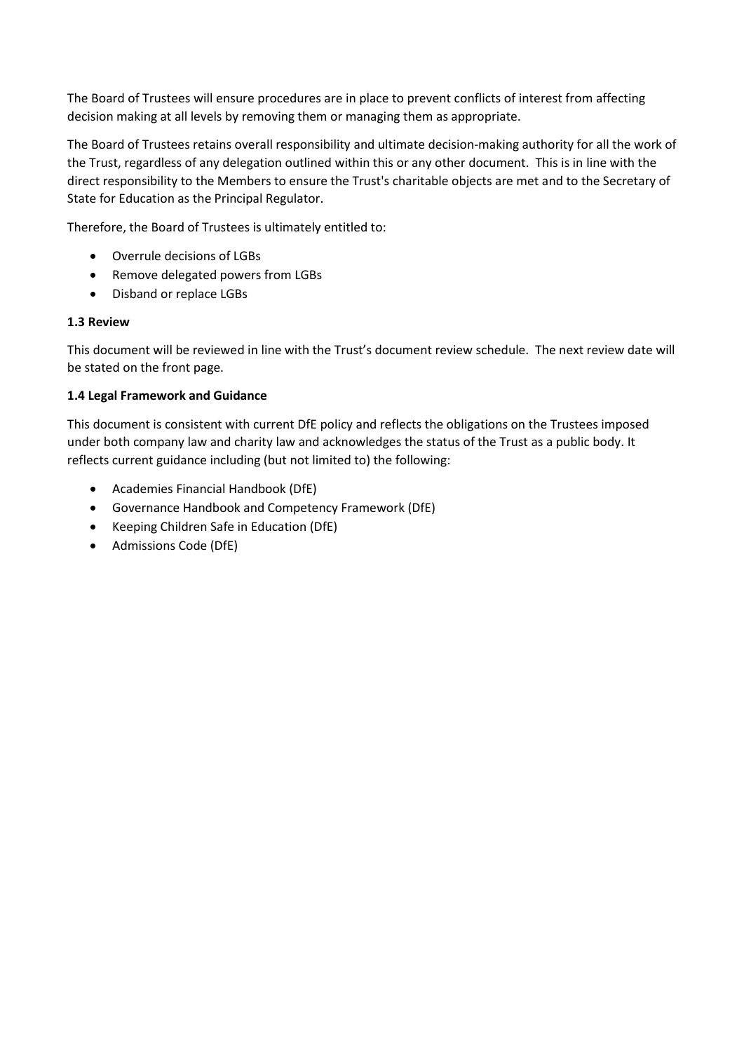The Board of Trustees will ensure procedures are in place to prevent conflicts of interest from affecting decision making at all levels by removing them or managing them as appropriate.

The Board of Trustees retains overall responsibility and ultimate decision-making authority for all the work of the Trust, regardless of any delegation outlined within this or any other document. This is in line with the direct responsibility to the Members to ensure the Trust's charitable objects are met and to the Secretary of State for Education as the Principal Regulator.

Therefore, the Board of Trustees is ultimately entitled to:

- Overrule decisions of LGBs
- Remove delegated powers from LGBs
- Disband or replace LGBs

### 1.3 Review

This document will be reviewed in line with the Trust's document review schedule. The next review date will be stated on the front page.

### 1.4 Legal Framework and Guidance

This document is consistent with current DfE policy and reflects the obligations on the Trustees imposed under both company law and charity law and acknowledges the status of the Trust as a public body. It reflects current guidance including (but not limited to) the following:

- Academies Financial Handbook (DfE)
- Governance Handbook and Competency Framework (DfE)
- Keeping Children Safe in Education (DfE)
- Admissions Code (DfE)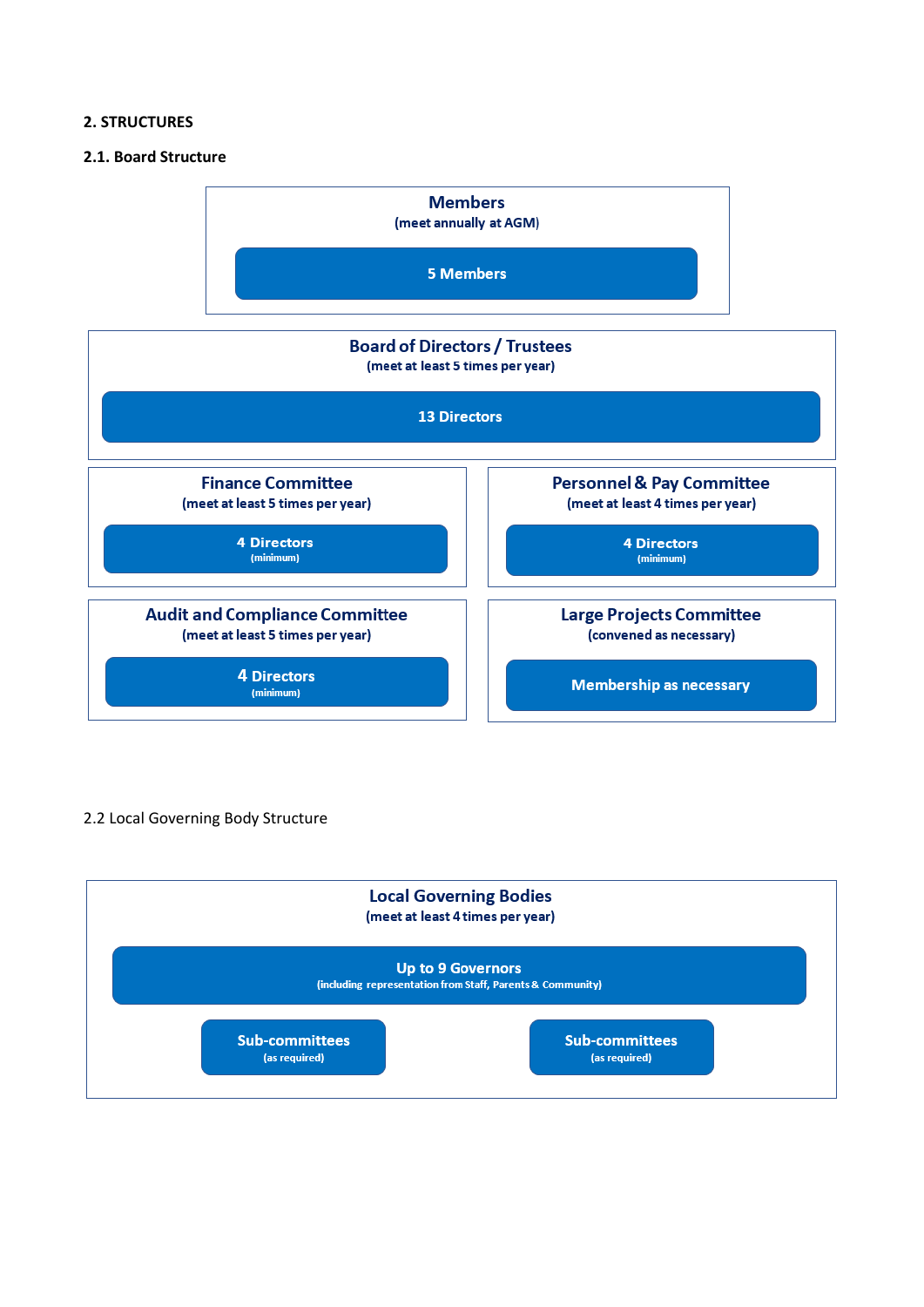## 2. STRUCTURES

### 2.1. Board Structure

**Members**
**(meet annually at AGM)**

**5 Members**

**Board of Directors / Trustees**
**(meet at least 5 times per year)**

**13 Directors**

**Finance Committee**
**(meet at least 5 times per year)**

**4 Directors**
**(minimum)**

**Personnel & Pay Committee**
**(meet at least 4 times per year)**

**4 Directors**
**(minimum)**

**Audit and Compliance Committee**
**(meet at least 5 times per year)**

**4 Directors**
**(minimum)**

**Large Projects Committee**
**(convened as necessary)**

**Membership as necessary**

### 2.2 Local Governing Body Structure

**Local Governing Bodies**
**(meet at least 4 times per year)**

**Up to 9 Governors**
**(including representation from Staff, Parents & Community)**

**Sub-committees**
**(as required)**

**Sub-committees**
**(as required)**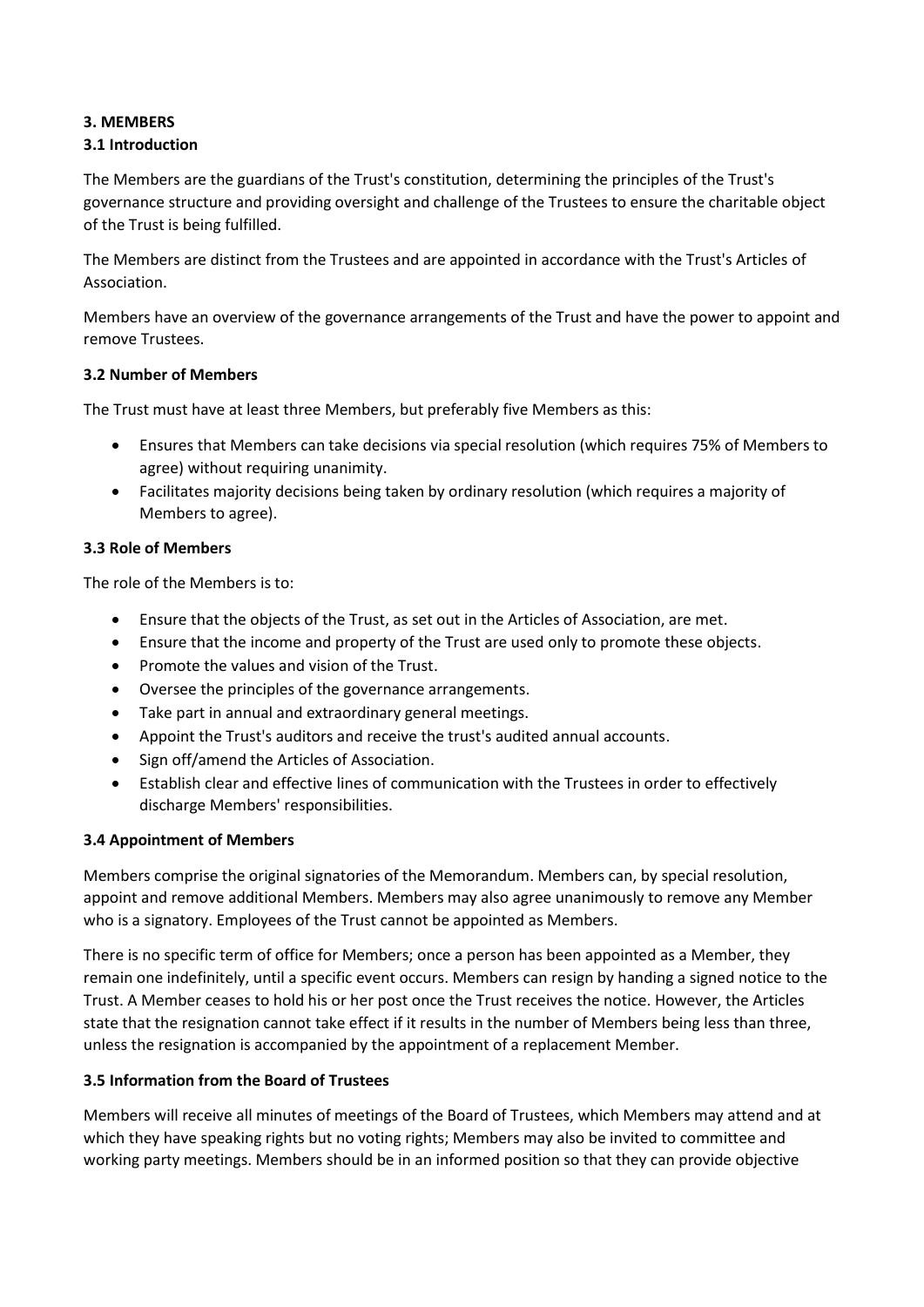## 3. MEMBERS

### 3.1 Introduction

The Members are the guardians of the Trust's constitution, determining the principles of the Trust's governance structure and providing oversight and challenge of the Trustees to ensure the charitable object of the Trust is being fulfilled.

The Members are distinct from the Trustees and are appointed in accordance with the Trust's Articles of Association.

Members have an overview of the governance arrangements of the Trust and have the power to appoint and remove Trustees.

### 3.2 Number of Members

The Trust must have at least three Members, but preferably five Members as this:

- Ensures that Members can take decisions via special resolution (which requires 75% of Members to agree) without requiring unanimity.
- Facilitates majority decisions being taken by ordinary resolution (which requires a majority of Members to agree).

### 3.3 Role of Members

The role of the Members is to:

- Ensure that the objects of the Trust, as set out in the Articles of Association, are met.
- Ensure that the income and property of the Trust are used only to promote these objects.
- Promote the values and vision of the Trust.
- Oversee the principles of the governance arrangements.
- Take part in annual and extraordinary general meetings.
- Appoint the Trust's auditors and receive the trust's audited annual accounts.
- Sign off/amend the Articles of Association.
- Establish clear and effective lines of communication with the Trustees in order to effectively discharge Members' responsibilities.

### 3.4 Appointment of Members

Members comprise the original signatories of the Memorandum. Members can, by special resolution, appoint and remove additional Members. Members may also agree unanimously to remove any Member who is a signatory. Employees of the Trust cannot be appointed as Members.

There is no specific term of office for Members; once a person has been appointed as a Member, they remain one indefinitely, until a specific event occurs. Members can resign by handing a signed notice to the Trust. A Member ceases to hold his or her post once the Trust receives the notice. However, the Articles state that the resignation cannot take effect if it results in the number of Members being less than three, unless the resignation is accompanied by the appointment of a replacement Member.

### 3.5 Information from the Board of Trustees

Members will receive all minutes of meetings of the Board of Trustees, which Members may attend and at which they have speaking rights but no voting rights; Members may also be invited to committee and working party meetings. Members should be in an informed position so that they can provide objective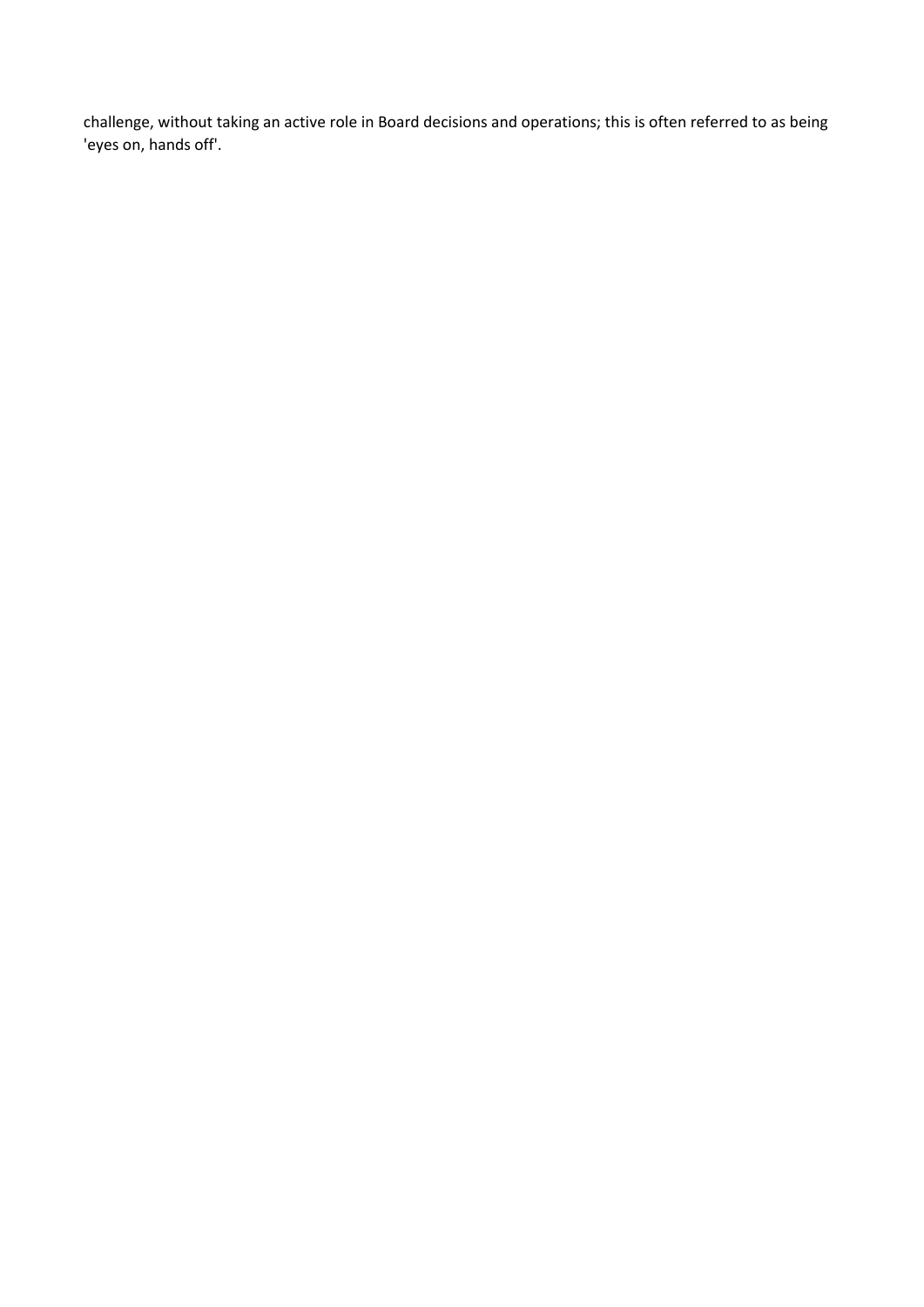challenge, without taking an active role in Board decisions and operations; this is often referred to as being 'eyes on, hands off'.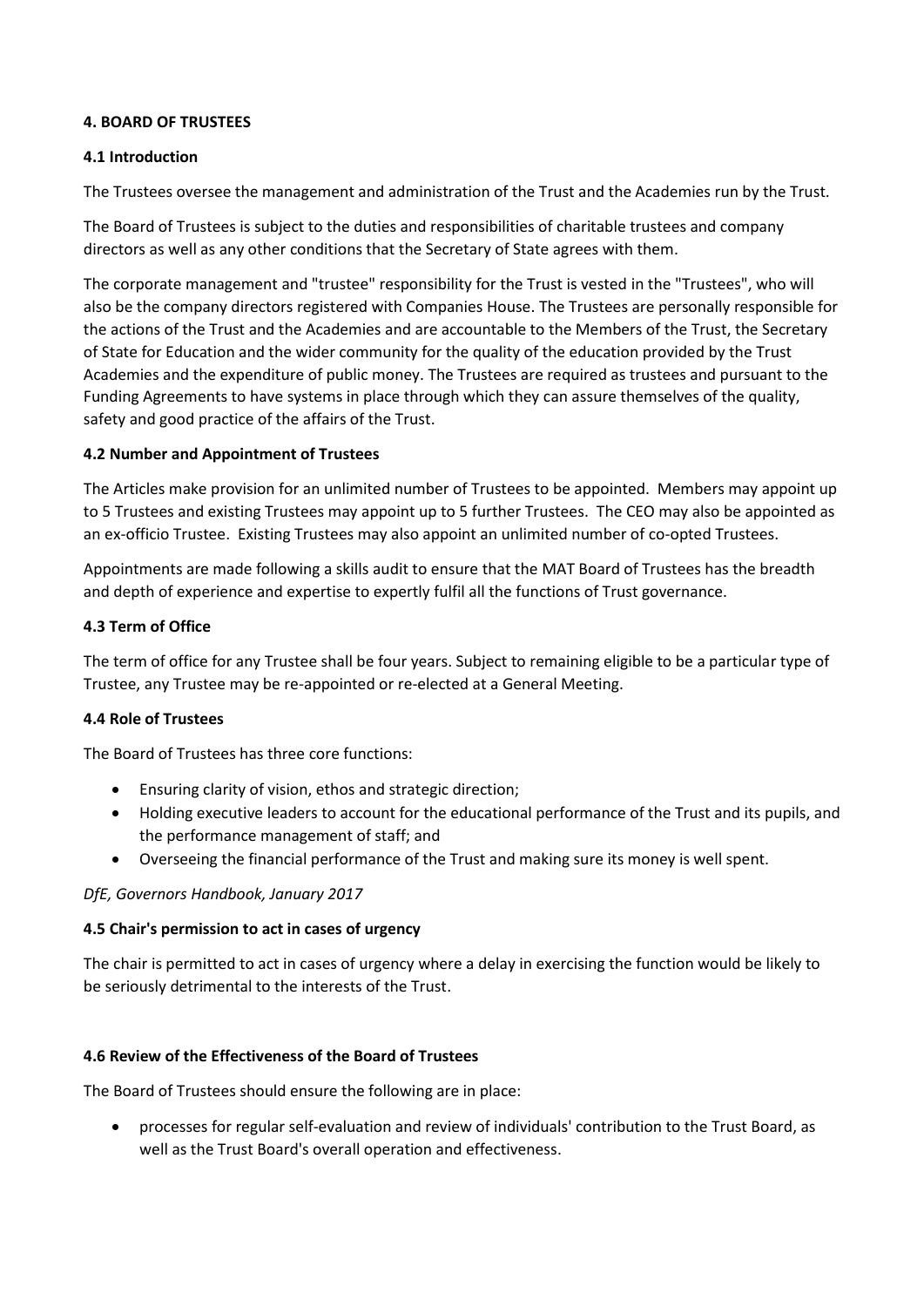## 4. BOARD OF TRUSTEES

### 4.1 Introduction

The Trustees oversee the management and administration of the Trust and the Academies run by the Trust.

The Board of Trustees is subject to the duties and responsibilities of charitable trustees and company directors as well as any other conditions that the Secretary of State agrees with them.

The corporate management and "trustee" responsibility for the Trust is vested in the "Trustees", who will also be the company directors registered with Companies House. The Trustees are personally responsible for the actions of the Trust and the Academies and are accountable to the Members of the Trust, the Secretary of State for Education and the wider community for the quality of the education provided by the Trust Academies and the expenditure of public money. The Trustees are required as trustees and pursuant to the Funding Agreements to have systems in place through which they can assure themselves of the quality, safety and good practice of the affairs of the Trust.

### 4.2 Number and Appointment of Trustees

The Articles make provision for an unlimited number of Trustees to be appointed. Members may appoint up to 5 Trustees and existing Trustees may appoint up to 5 further Trustees. The CEO may also be appointed as an ex-officio Trustee. Existing Trustees may also appoint an unlimited number of co-opted Trustees.

Appointments are made following a skills audit to ensure that the MAT Board of Trustees has the breadth and depth of experience and expertise to expertly fulfil all the functions of Trust governance.

### 4.3 Term of Office

The term of office for any Trustee shall be four years. Subject to remaining eligible to be a particular type of Trustee, any Trustee may be re-appointed or re-elected at a General Meeting.

### 4.4 Role of Trustees

The Board of Trustees has three core functions:

- Ensuring clarity of vision, ethos and strategic direction;
- Holding executive leaders to account for the educational performance of the Trust and its pupils, and the performance management of staff; and
- Overseeing the financial performance of the Trust and making sure its money is well spent.

*DfE, Governors Handbook, January 2017*

### 4.5 Chair's permission to act in cases of urgency

The chair is permitted to act in cases of urgency where a delay in exercising the function would be likely to be seriously detrimental to the interests of the Trust.

### 4.6 Review of the Effectiveness of the Board of Trustees

The Board of Trustees should ensure the following are in place:

- processes for regular self-evaluation and review of individuals' contribution to the Trust Board, as well as the Trust Board's overall operation and effectiveness.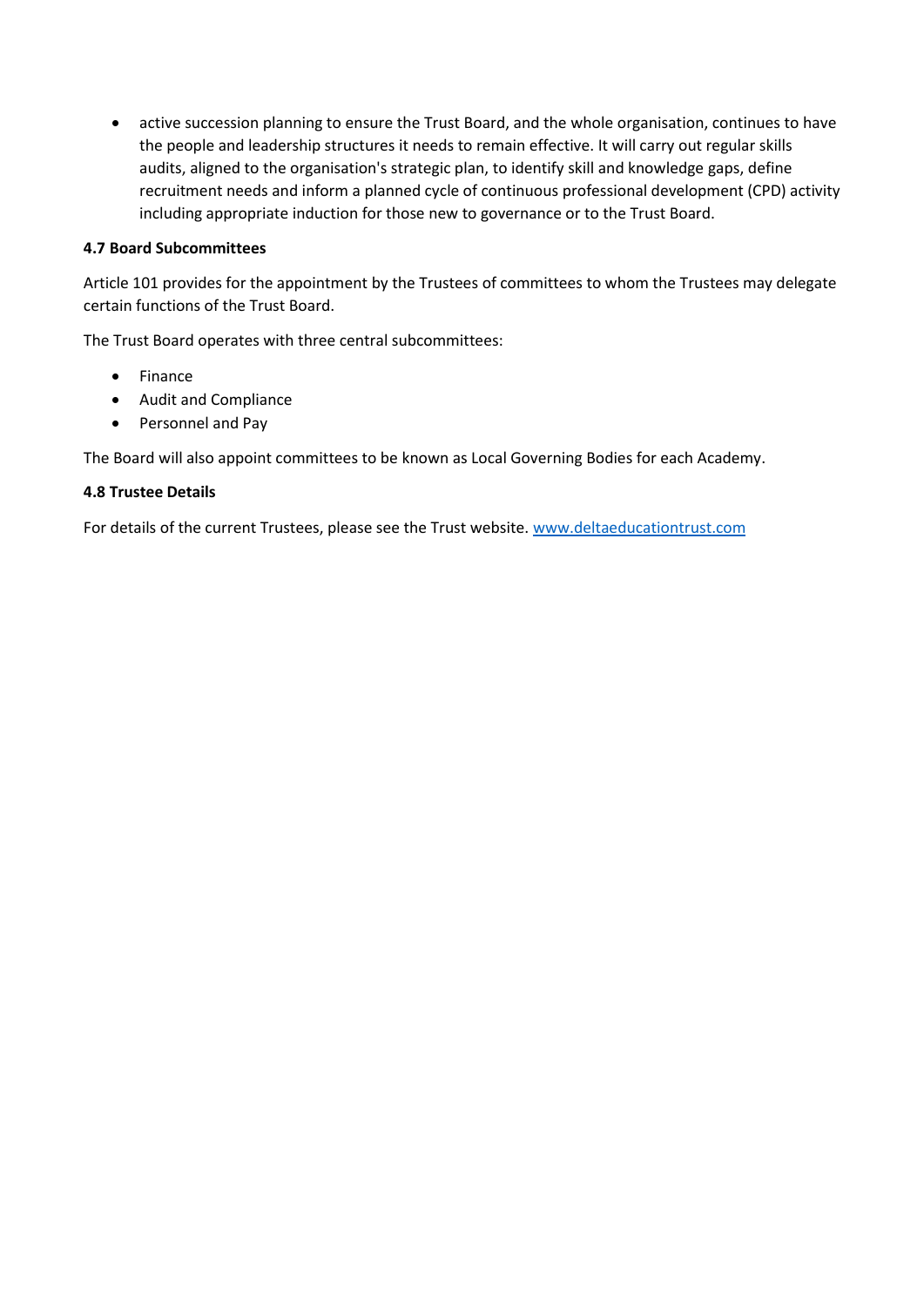- active succession planning to ensure the Trust Board, and the whole organisation, continues to have the people and leadership structures it needs to remain effective. It will carry out regular skills audits, aligned to the organisation's strategic plan, to identify skill and knowledge gaps, define recruitment needs and inform a planned cycle of continuous professional development (CPD) activity including appropriate induction for those new to governance or to the Trust Board.

**4.7 Board Subcommittees**

Article 101 provides for the appointment by the Trustees of committees to whom the Trustees may delegate certain functions of the Trust Board.

The Trust Board operates with three central subcommittees:

- Finance
- Audit and Compliance
- Personnel and Pay

The Board will also appoint committees to be known as Local Governing Bodies for each Academy.

**4.8 Trustee Details**

For details of the current Trustees, please see the Trust website. [www.deltaeducationtrust.com](www.deltaeducationtrust.com)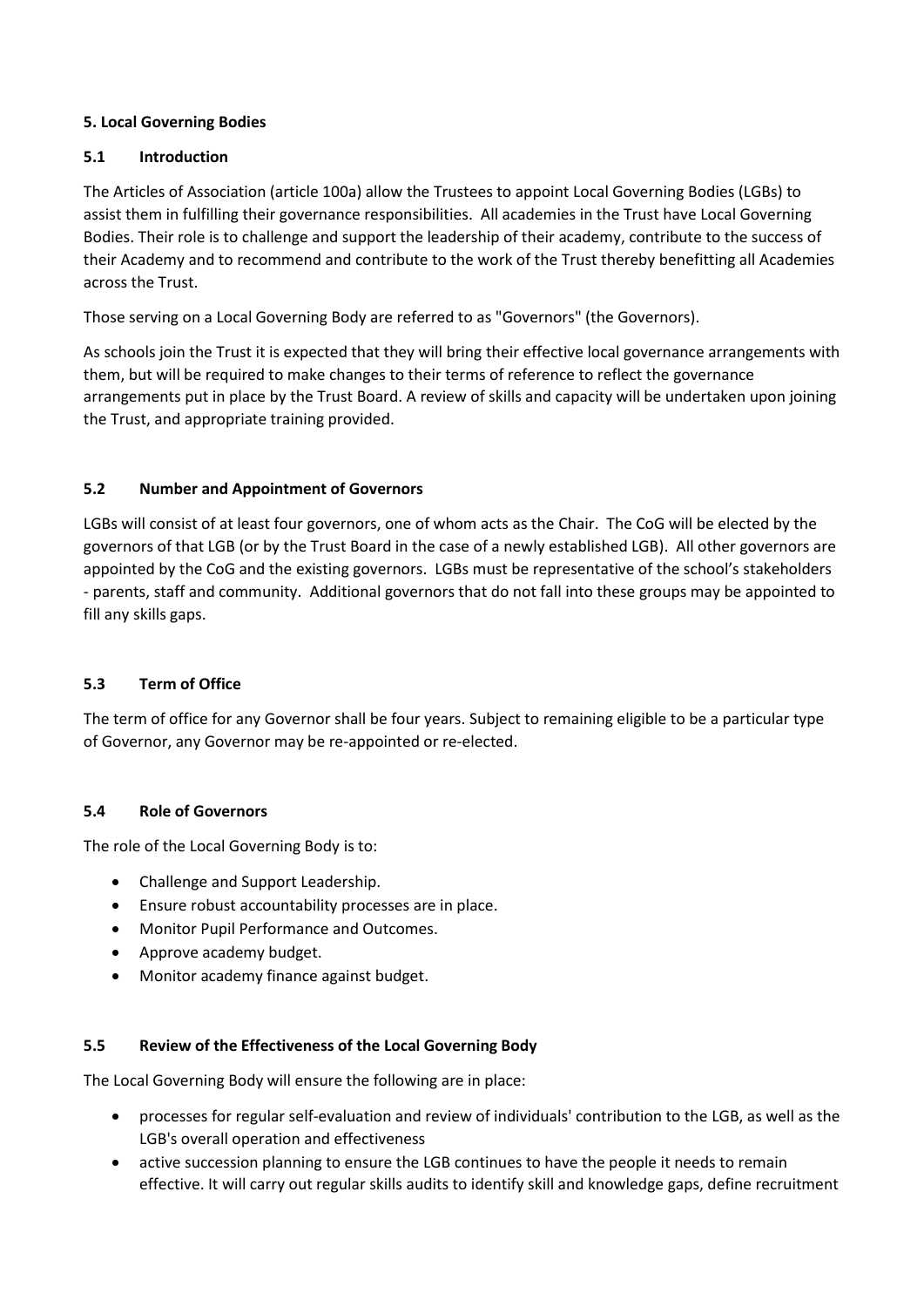### 5. Local Governing Bodies

### 5.1 Introduction

The Articles of Association (article 100a) allow the Trustees to appoint Local Governing Bodies (LGBs) to assist them in fulfilling their governance responsibilities. All academies in the Trust have Local Governing Bodies. Their role is to challenge and support the leadership of their academy, contribute to the success of their Academy and to recommend and contribute to the work of the Trust thereby benefitting all Academies across the Trust.

Those serving on a Local Governing Body are referred to as "Governors" (the Governors).

As schools join the Trust it is expected that they will bring their effective local governance arrangements with them, but will be required to make changes to their terms of reference to reflect the governance arrangements put in place by the Trust Board. A review of skills and capacity will be undertaken upon joining the Trust, and appropriate training provided.

### 5.2 Number and Appointment of Governors

LGBs will consist of at least four governors, one of whom acts as the Chair. The CoG will be elected by the governors of that LGB (or by the Trust Board in the case of a newly established LGB). All other governors are appointed by the CoG and the existing governors. LGBs must be representative of the school's stakeholders - parents, staff and community. Additional governors that do not fall into these groups may be appointed to fill any skills gaps.

### 5.3 Term of Office

The term of office for any Governor shall be four years. Subject to remaining eligible to be a particular type of Governor, any Governor may be re-appointed or re-elected.

### 5.4 Role of Governors

The role of the Local Governing Body is to:

- Challenge and Support Leadership.
- Ensure robust accountability processes are in place.
- Monitor Pupil Performance and Outcomes.
- Approve academy budget.
- Monitor academy finance against budget.

### 5.5 Review of the Effectiveness of the Local Governing Body

The Local Governing Body will ensure the following are in place:

- processes for regular self-evaluation and review of individuals' contribution to the LGB, as well as the LGB's overall operation and effectiveness
- active succession planning to ensure the LGB continues to have the people it needs to remain effective. It will carry out regular skills audits to identify skill and knowledge gaps, define recruitment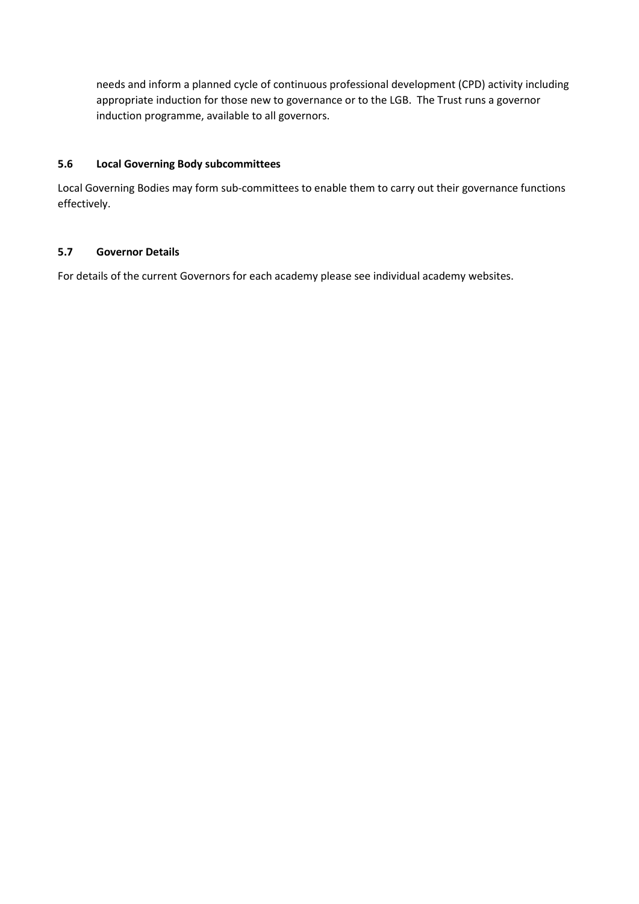needs and inform a planned cycle of continuous professional development (CPD) activity including appropriate induction for those new to governance or to the LGB. The Trust runs a governor induction programme, available to all governors.

### 5.6 Local Governing Body subcommittees

Local Governing Bodies may form sub-committees to enable them to carry out their governance functions effectively.

### 5.7 Governor Details

For details of the current Governors for each academy please see individual academy websites.